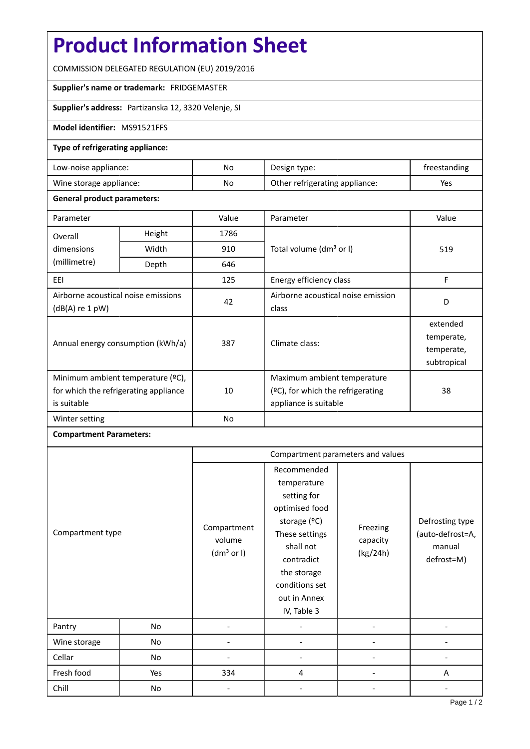# Product Information Sheet

COMMISSION DELEGATED REGULATION (EU) 2019/2016

**Supplier's name or trademark:** FRIDGEMASTER

**Supplier's address:** Partizanska 12, 3320 Velenje, SI

**Model identifier:** MS91521FFS

**Type of refrigerating appliance:**

| | | | |
|---|---|---|---|
| Low-noise appliance: | No | Design type: | freestanding |
| Wine storage appliance: | No | Other refrigerating appliance: | Yes |

**General product parameters:**

| Parameter | | Value | Parameter | Value |
|---|---|---|---|---|
| Overall dimensions (millimetre) | Height | 1786 | Total volume (dm³ or l) | 519 |
| | Width | 910 | | |
| | Depth | 646 | | |
| EEI | | 125 | Energy efficiency class | F |
| Airborne acoustical noise emissions (dB(A) re 1 pW) | | 42 | Airborne acoustical noise emission class | D |
| Annual energy consumption (kWh/a) | | 387 | Climate class: | extended temperate, temperate, subtropical |
| Minimum ambient temperature (ºC), for which the refrigerating appliance is suitable | | 10 | Maximum ambient temperature (ºC), for which the refrigerating appliance is suitable | 38 |
| Winter setting | | No | | |

**Compartment Parameters:**

| Compartment type | | Compartment parameters and values | | | |
|---|---|---|---|---|---|
| | | Compartment volume (dm³ or l) | Recommended temperature setting for optimised food storage (ºC) These settings shall not contradict the storage conditions set out in Annex IV, Table 3 | Freezing capacity (kg/24h) | Defrosting type (auto-defrost=A, manual defrost=M) |
| Pantry | No | - | - | - | - |
| Wine storage | No | - | - | - | - |
| Cellar | No | - | - | - | - |
| Fresh food | Yes | 334 | 4 | - | A |
| Chill | No | - | - | - | - |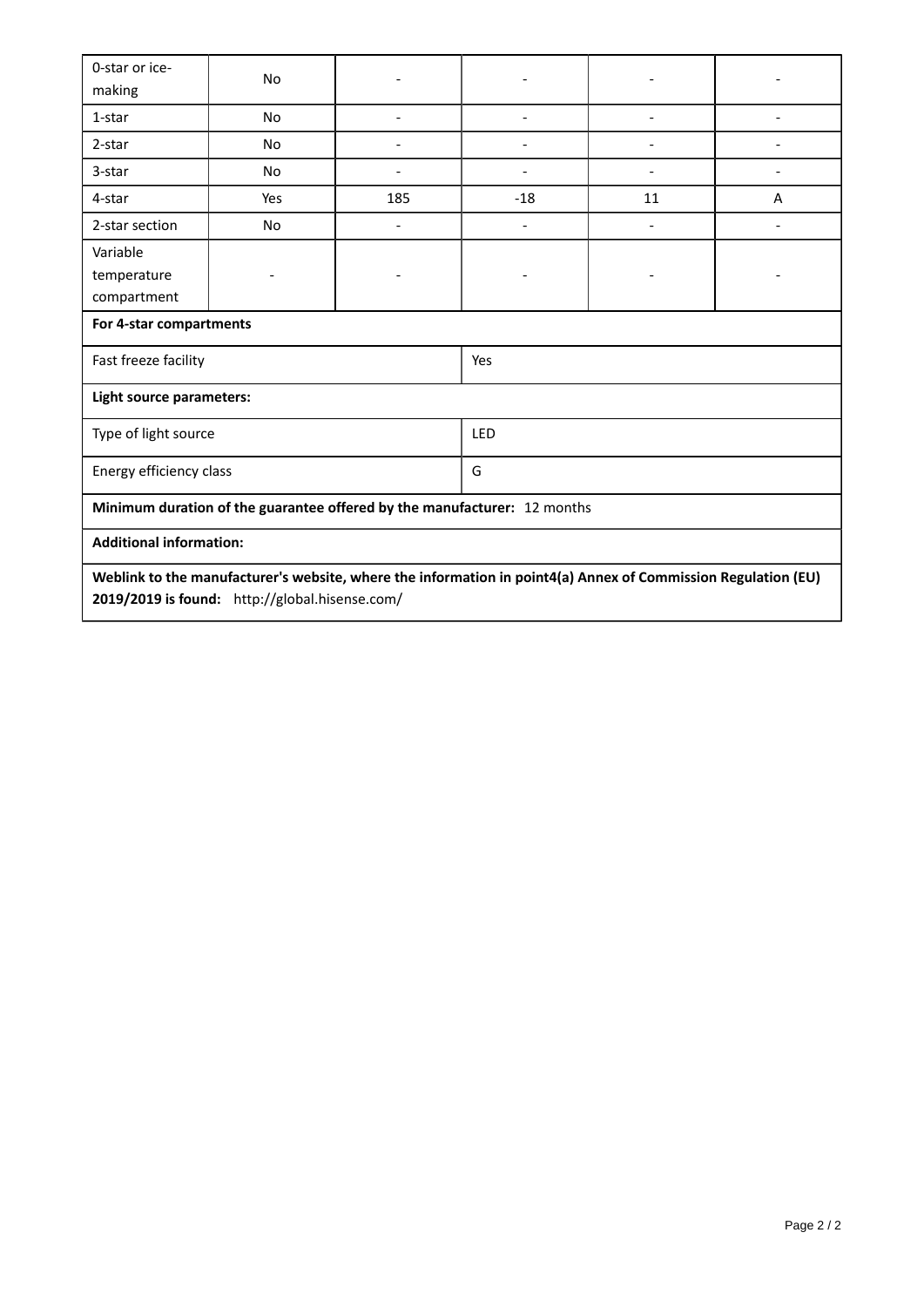| | | | | | |
|---|---|---|---|---|---|
| 0-star or ice-making | No | - | - | - | - |
| 1-star | No | - | - | - | - |
| 2-star | No | - | - | - | - |
| 3-star | No | - | - | - | - |
| 4-star | Yes | 185 | -18 | 11 | A |
| 2-star section | No | - | - | - | - |
| Variable temperature compartment | - | - | - | - | - |

| | |
|---|---|
| **For 4-star compartments** | |
| Fast freeze facility | Yes |
| **Light source parameters:** | |
| Type of light source | LED |
| Energy efficiency class | G |

**Minimum duration of the guarantee offered by the manufacturer:** 12 months

**Additional information:**

**Weblink to the manufacturer's website, where the information in point4(a) Annex of Commission Regulation (EU) 2019/2019 is found:** http://global.hisense.com/